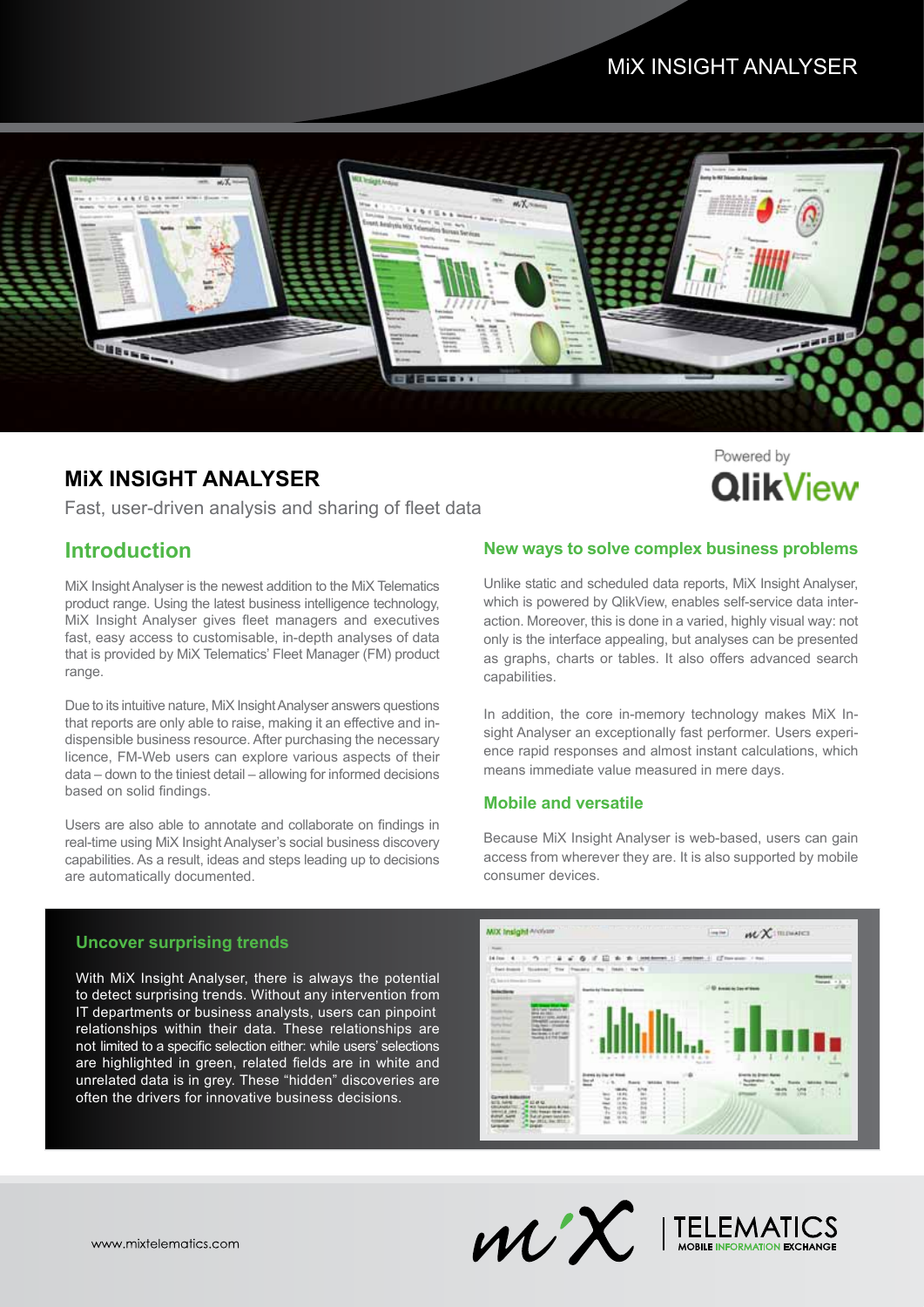# MiX INSIGHT ANALYSER

Fast, user-driven analysis and sharing of fleet data

Powered by QlikView

## Introduction

MiX Insight Analyser is the newest addition to the MiX Telematics product range. Using the latest business intelligence technology, MiX Insight Analyser gives fleet managers and executives fast, easy access to customisable, in-depth analyses of data that is provided by MiX Telematics' Fleet Manager (FM) product range.

Due to its intuitive nature, MiX Insight Analyser answers questions that reports are only able to raise, making it an effective and indispensable business resource. After purchasing the necessary licence, FM-Web users can explore various aspects of their data – down to the tiniest detail – allowing for informed decisions based on solid findings.

Users are also able to annotate and collaborate on findings in real-time using MiX Insight Analyser's social business discovery capabilities. As a result, ideas and steps leading up to decisions are automatically documented.

### New ways to solve complex business problems

Unlike static and scheduled data reports, MiX Insight Analyser, which is powered by QlikView, enables self-service data interaction. Moreover, this is done in a varied, highly visual way: not only is the interface appealing, but analyses can be presented as graphs, charts or tables. It also offers advanced search capabilities.

In addition, the core in-memory technology makes MiX Insight Analyser an exceptionally fast performer. Users experience rapid responses and almost instant calculations, which means immediate value measured in mere days.

### Mobile and versatile

Because MiX Insight Analyser is web-based, users can gain access from wherever they are. It is also supported by mobile consumer devices.

### Uncover surprising trends

With MiX Insight Analyser, there is always the potential to detect surprising trends. Without any intervention from IT departments or business analysts, users can pinpoint relationships within their data. These relationships are not limited to a specific selection either: while users' selections are highlighted in green, related fields are in white and unrelated data is in grey. These "hidden" discoveries are often the drivers for innovative business decisions.

www.mixtelematics.com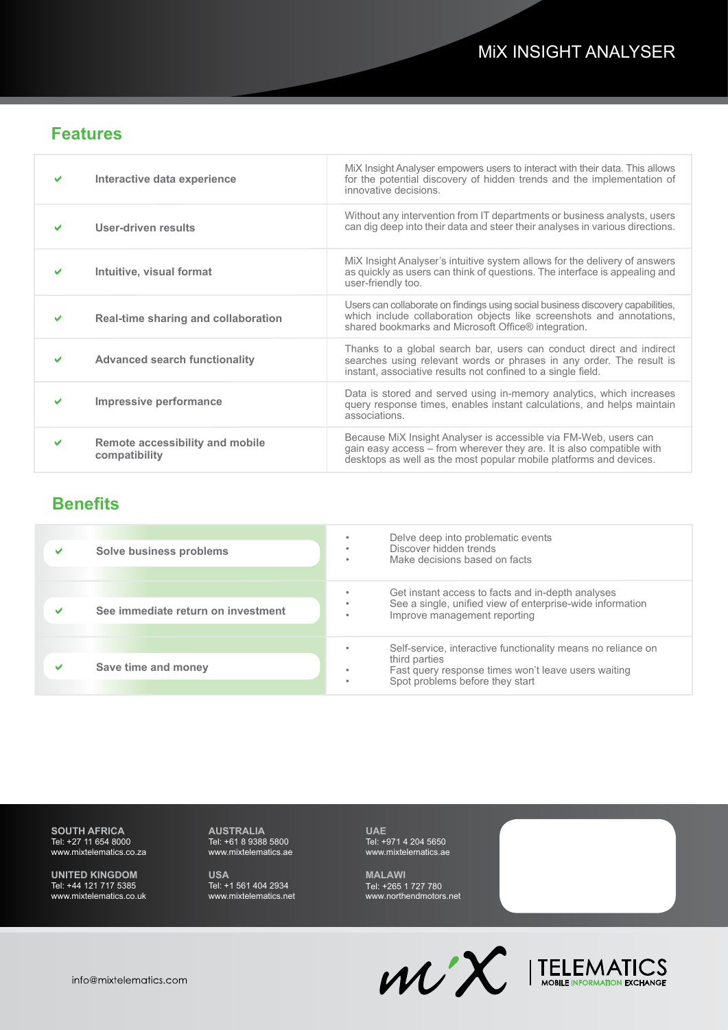# MiX INSIGHT ANALYSER

## Features

| | | |
|---|---|---|
| ✔ | **Interactive data experience** | MiX Insight Analyser empowers users to interact with their data. This allows for the potential discovery of hidden trends and the implementation of innovative decisions. |
| ✔ | **User-driven results** | Without any intervention from IT departments or business analysts, users can dig deep into their data and steer their analyses in various directions. |
| ✔ | **Intuitive, visual format** | MiX Insight Analyser's intuitive system allows for the delivery of answers as quickly as users can think of questions. The interface is appealing and user-friendly too. |
| ✔ | **Real-time sharing and collaboration** | Users can collaborate on findings using social business discovery capabilities, which include collaboration objects like screenshots and annotations, shared bookmarks and Microsoft Office® integration. |
| ✔ | **Advanced search functionality** | Thanks to a global search bar, users can conduct direct and indirect searches using relevant words or phrases in any order. The result is instant, associative results not confined to a single field. |
| ✔ | **Impressive performance** | Data is stored and served using in-memory analytics, which increases query response times, enables instant calculations, and helps maintain associations. |
| ✔ | **Remote accessibility and mobile compatibility** | Because MiX Insight Analyser is accessible via FM-Web, users can gain easy access – from wherever they are. It is also compatible with desktops as well as the most popular mobile platforms and devices. |

## Benefits

| | | |
|---|---|---|
| ✔ | **Solve business problems** | • Delve deep into problematic events<br>• Discover hidden trends<br>• Make decisions based on facts |
| ✔ | **See immediate return on investment** | • Get instant access to facts and in-depth analyses<br>• See a single, unified view of enterprise-wide information<br>• Improve management reporting |
| ✔ | **Save time and money** | • Self-service, interactive functionality means no reliance on third parties<br>• Fast query response times won't leave users waiting<br>• Spot problems before they start |

**SOUTH AFRICA**
Tel: +27 11 654 8000
www.mixtelematics.co.za

**UNITED KINGDOM**
Tel: +44 121 717 5385
www.mixtelematics.co.uk

**AUSTRALIA**
Tel: +61 8 9388 5800
www.mixtelematics.ae

**USA**
Tel: +1 561 404 2934
www.mixtelematics.net

**UAE**
Tel: +971 4 204 5650
www.mixtelematics.ae

**MALAWI**
Tel: +265 1 727 780
www.northendmotors.net

info@mixtelematics.com

MiX TELEMATICS
MOBILE INFORMATION EXCHANGE